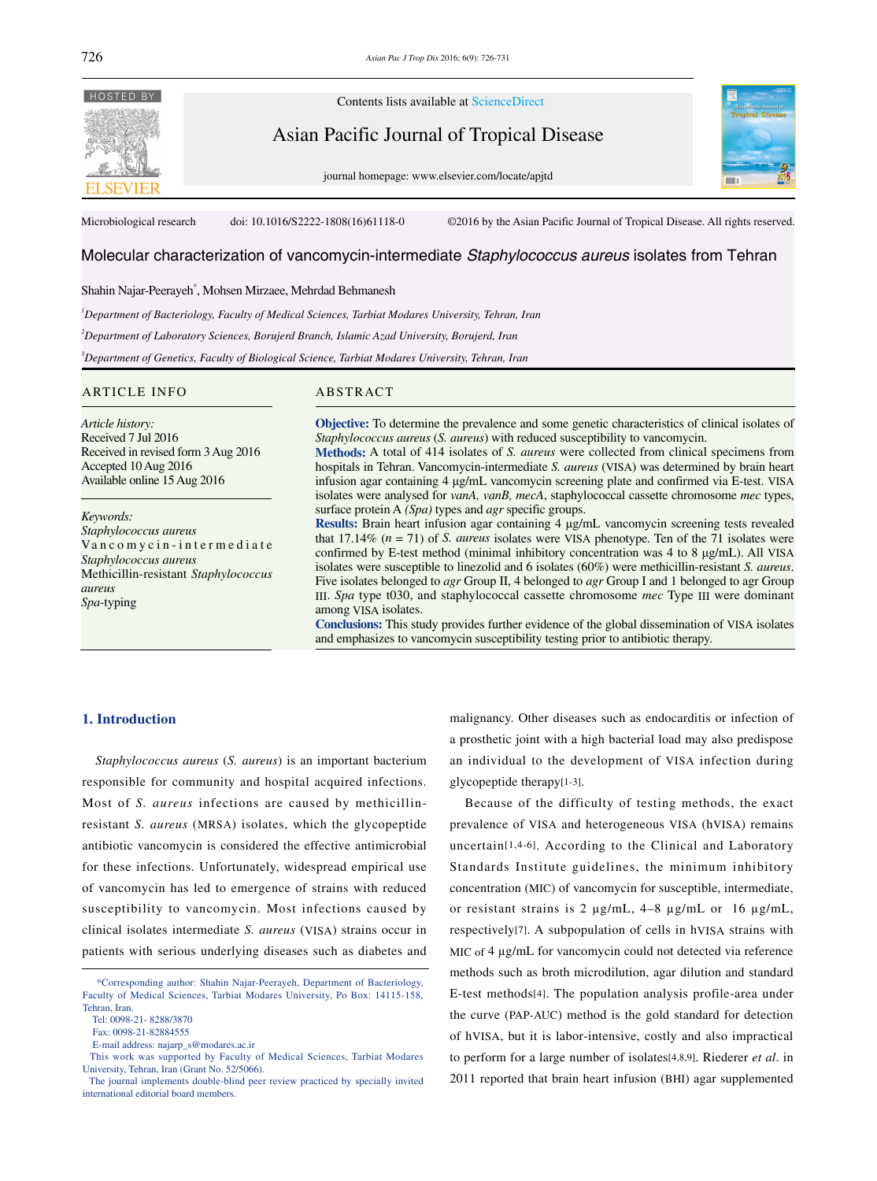Microbiological research doi: 10.1016/S2222-1808(16)61118-0 ©2016 by the Asian Pacific Journal of Tropical Disease. All rights reserved.

# Molecular characterization of vancomycin-intermediate *Staphylococcus aureus* isolates from Tehran

Shahin Najar-Peerayeh*, Mohsen Mirzaee, Mehrdad Behmanesh

[1]*Department of Bacteriology, Faculty of Medical Sciences, Tarbiat Modares University, Tehran, Iran*

[2]*Department of Laboratory Sciences, Borujerd Branch, Islamic Azad University, Borujerd, Iran*

[3]*Department of Genetics, Faculty of Biological Science, Tarbiat Modares University, Tehran, Iran*

## ARTICLE INFO

*Article history:*
Received 7 Jul 2016
Received in revised form 3 Aug 2016
Accepted 10 Aug 2016
Available online 15 Aug 2016

*Keywords:*
*Staphylococcus aureus*
Vancomycin-intermediate *Staphylococcus aureus*
Methicillin-resistant *Staphylococcus aureus*
*Spa*-typing

## ABSTRACT

**Objective:** To determine the prevalence and some genetic characteristics of clinical isolates of *Staphylococcus aureus* (*S. aureus*) with reduced susceptibility to vancomycin.

**Methods:** A total of 414 isolates of *S. aureus* were collected from clinical specimens from hospitals in Tehran. Vancomycin-intermediate *S. aureus* (VISA) was determined by brain heart infusion agar containing 4 µg/mL vancomycin screening plate and confirmed via E-test. VISA isolates were analysed for *vanA, vanB, mecA*, staphylococcal cassette chromosome *mec* types, surface protein A *(Spa)* types and *agr* specific groups.

**Results:** Brain heart infusion agar containing 4 µg/mL vancomycin screening tests revealed that 17.14% (*n* = 71) of *S. aureus* isolates were VISA phenotype. Ten of the 71 isolates were confirmed by E-test method (minimal inhibitory concentration was 4 to 8 µg/mL). All VISA isolates were susceptible to linezolid and 6 isolates (60%) were methicillin-resistant *S. aureus*. Five isolates belonged to *agr* Group II, 4 belonged to *agr* Group I and 1 belonged to agr Group III. *Spa* type t030, and staphylococcal cassette chromosome *mec* Type III were dominant among VISA isolates.

**Conclusions:** This study provides further evidence of the global dissemination of VISA isolates and emphasizes to vancomycin susceptibility testing prior to antibiotic therapy.

## 1. Introduction

*Staphylococcus aureus* (*S. aureus*) is an important bacterium responsible for community and hospital acquired infections. Most of *S. aureus* infections are caused by methicillin-resistant *S. aureus* (MRSA) isolates, which the glycopeptide antibiotic vancomycin is considered the effective antimicrobial for these infections. Unfortunately, widespread empirical use of vancomycin has led to emergence of strains with reduced susceptibility to vancomycin. Most infections caused by clinical isolates intermediate *S. aureus* (VISA) strains occur in patients with serious underlying diseases such as diabetes and malignancy. Other diseases such as endocarditis or infection of a prosthetic joint with a high bacterial load may also predispose an individual to the development of VISA infection during glycopeptide therapy[1-3].

Because of the difficulty of testing methods, the exact prevalence of VISA and heterogeneous VISA (hVISA) remains uncertain[1,4-6]. According to the Clinical and Laboratory Standards Institute guidelines, the minimum inhibitory concentration (MIC) of vancomycin for susceptible, intermediate, or resistant strains is 2 µg/mL, 4–8 µg/mL or 16 µg/mL, respectively[7]. A subpopulation of cells in hVISA strains with MIC of 4 µg/mL for vancomycin could not detected via reference methods such as broth microdilution, agar dilution and standard E-test methods[4]. The population analysis profile-area under the curve (PAP-AUC) method is the gold standard for detection of hVISA, but it is labor-intensive, costly and also impractical to perform for a large number of isolates[4,8,9]. Riederer *et al*. in 2011 reported that brain heart infusion (BHI) agar supplemented

---

*Corresponding author: Shahin Najar-Peerayeh, Department of Bacteriology, Faculty of Medical Sciences, Tarbiat Modares University, Po Box: 14115-158, Tehran, Iran.
Tel: 0098-21- 8288/3870
Fax: 0098-21-82884555
E-mail address: najarp_s@modares.ac.ir

This work was supported by Faculty of Medical Sciences, Tarbiat Modares University, Tehran, Iran (Grant No. 52/5066).

The journal implements double-blind peer review practiced by specially invited international editorial board members.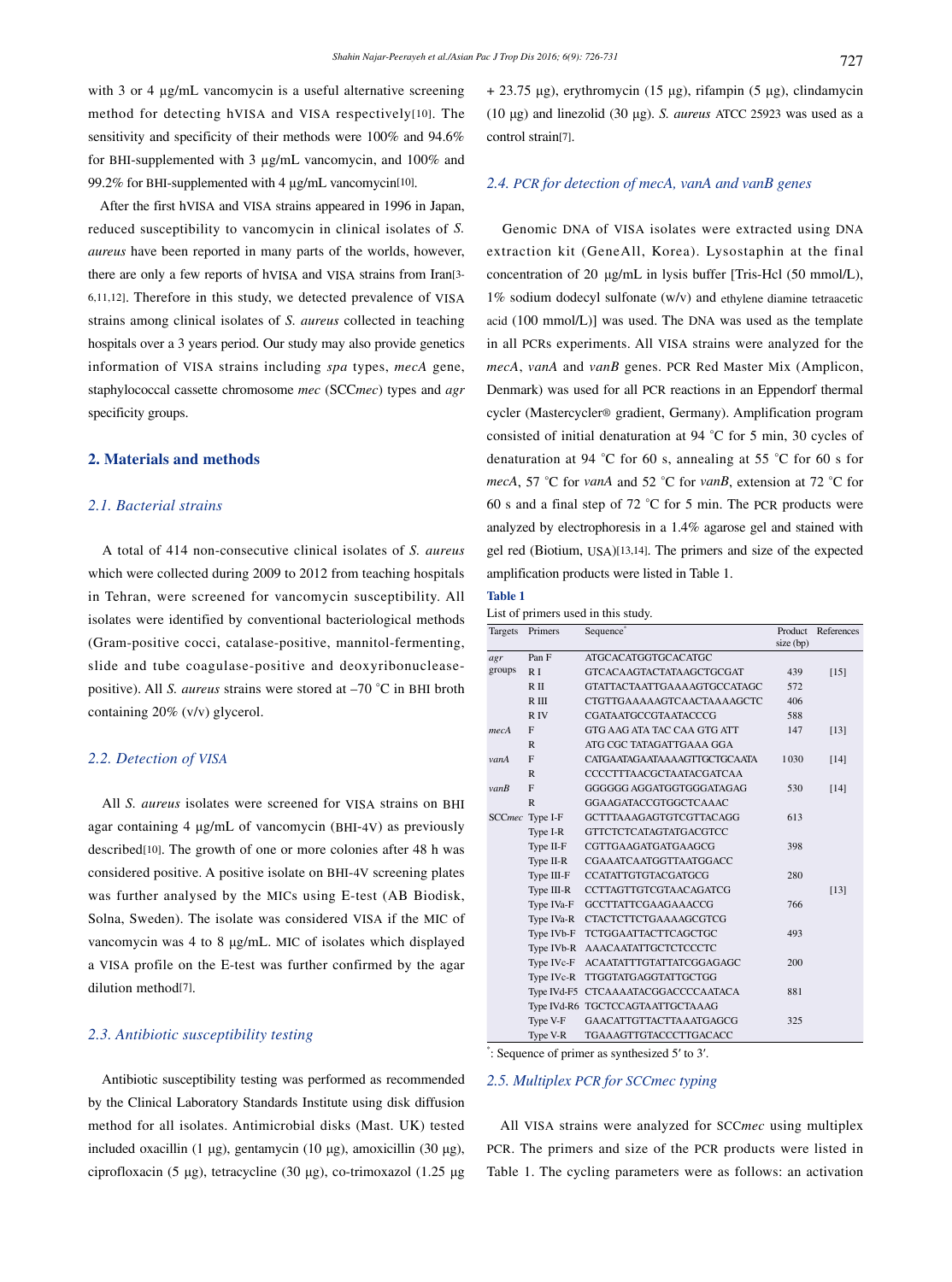with 3 or 4 μg/mL vancomycin is a useful alternative screening method for detecting hVISA and VISA respectively[10]. The sensitivity and specificity of their methods were 100% and 94.6% for BHI-supplemented with 3 μg/mL vancomycin, and 100% and 99.2% for BHI-supplemented with 4 μg/mL vancomycin[10].

After the first hVISA and VISA strains appeared in 1996 in Japan, reduced susceptibility to vancomycin in clinical isolates of *S. aureus* have been reported in many parts of the worlds, however, there are only a few reports of hVISA and VISA strains from Iran[3-6,11,12]. Therefore in this study, we detected prevalence of VISA strains among clinical isolates of *S. aureus* collected in teaching hospitals over a 3 years period. Our study may also provide genetics information of VISA strains including *spa* types, *mecA* gene, staphylococcal cassette chromosome *mec* (SCC*mec*) types and *agr* specificity groups.

## 2. Materials and methods

### 2.1. Bacterial strains

A total of 414 non-consecutive clinical isolates of *S. aureus* which were collected during 2009 to 2012 from teaching hospitals in Tehran, were screened for vancomycin susceptibility. All isolates were identified by conventional bacteriological methods (Gram-positive cocci, catalase-positive, mannitol-fermenting, slide and tube coagulase-positive and deoxyribonuclease-positive). All *S. aureus* strains were stored at –70 °C in BHI broth containing 20% (v/v) glycerol.

### 2.2. Detection of VISA

All *S. aureus* isolates were screened for VISA strains on BHI agar containing 4 μg/mL of vancomycin (BHI-4V) as previously described[10]. The growth of one or more colonies after 48 h was considered positive. A positive isolate on BHI-4V screening plates was further analysed by the MICs using E-test (AB Biodisk, Solna, Sweden). The isolate was considered VISA if the MIC of vancomycin was 4 to 8 μg/mL. MIC of isolates which displayed a VISA profile on the E-test was further confirmed by the agar dilution method[7].

### 2.3. Antibiotic susceptibility testing

Antibiotic susceptibility testing was performed as recommended by the Clinical Laboratory Standards Institute using disk diffusion method for all isolates. Antimicrobial disks (Mast. UK) tested included oxacillin (1 μg), gentamycin (10 μg), amoxicillin (30 μg), ciprofloxacin (5 μg), tetracycline (30 μg), co-trimoxazol (1.25 μg + 23.75 μg), erythromycin (15 μg), rifampin (5 μg), clindamycin (10 μg) and linezolid (30 μg). *S. aureus* ATCC 25923 was used as a control strain[7].

### 2.4. PCR for detection of mecA, vanA and vanB genes

Genomic DNA of VISA isolates were extracted using DNA extraction kit (GeneAll, Korea). Lysostaphin at the final concentration of 20 μg/mL in lysis buffer [Tris-Hcl (50 mmol/L), 1% sodium dodecyl sulfonate (w/v) and ethylene diamine tetraacetic acid (100 mmol/L)] was used. The DNA was used as the template in all PCRs experiments. All VISA strains were analyzed for the *mecA*, *vanA* and *vanB* genes. PCR Red Master Mix (Amplicon, Denmark) was used for all PCR reactions in an Eppendorf thermal cycler (Mastercycler® gradient, Germany). Amplification program consisted of initial denaturation at 94 °C for 5 min, 30 cycles of denaturation at 94 °C for 60 s, annealing at 55 °C for 60 s for *mecA*, 57 °C for *vanA* and 52 °C for *vanB*, extension at 72 °C for 60 s and a final step of 72 °C for 5 min. The PCR products were analyzed by electrophoresis in a 1.4% agarose gel and stained with gel red (Biotium, USA)[13,14]. The primers and size of the expected amplification products were listed in Table 1.

**Table 1**

List of primers used in this study.

| Targets | Primers | Sequence* | Product size (bp) | References |
|---|---|---|---|---|
| *agr* groups | Pan F | ATGCACATGGTGCACATGC | | |
| | R I | GTCACAAGTACTATAAGCTGCGAT | 439 | [15] |
| | R II | GTATTACTAATTGAAAAGTGCCATAGC | 572 | |
| | R III | CTGTTGAAAAAGTCAACTAAAAGCTC | 406 | |
| | R IV | CGATAATGCCGTAATACCCG | 588 | |
| *mecA* | F | GTG AAG ATA TAC CAA GTG ATT | 147 | [13] |
| | R | ATG CGC TATAGATTGAAA GGA | | |
| *vanA* | F | CATGAATAGAATAAAAGTTGCTGCAATA | 1030 | [14] |
| | R | CCCCTTTAACGCTAATACGATCAA | | |
| *vanB* | F | GGGGGG AGGATGGTGGGATAGAG | 530 | [14] |
| | R | GGAAGATACCGTGGCTCAAAC | | |
| SCC*mec* | Type I-F | GCTTTAAAGAGTGTCGTTACAGG | 613 | |
| | Type I-R | GTTCTCTCATAGTATGACGTCC | | |
| | Type II-F | CGTTGAAGATGATGAAGCG | 398 | |
| | Type II-R | CGAAATCAATGGTTAATGGACC | | |
| | Type III-F | CCATATTGTGTACGATGCG | 280 | |
| | Type III-R | CCTTAGTTGTCGTAACAGATCG | | [13] |
| | Type IVa-F | GCCTTATTCGAAGAAACCG | 766 | |
| | Type IVa-R | CTACTCTTCTGAAAAGCGTCG | | |
| | Type IVb-F | TCTGGAATTACTTCAGCTGC | 493 | |
| | Type IVb-R | AAACAATATTGCTCTCCCTC | | |
| | Type IVc-F | ACAATATTTGTATTATCGGAGAGC | 200 | |
| | Type IVc-R | TTGGTATGAGGTATTGCTGG | | |
| | Type IVd-F5 | CTCAAAATACGGACCCCAATACA | 881 | |
| | Type IVd-R6 | TGCTCCAGTAATTGCTAAAG | | |
| | Type V-F | GAACATTGTTACTTAAATGAGCG | 325 | |
| | Type V-R | TGAAAGTTGTACCCTTGACACC | | |

*: Sequence of primer as synthesized 5′ to 3′.

### 2.5. Multiplex PCR for SCCmec typing

All VISA strains were analyzed for SCC*mec* using multiplex PCR. The primers and size of the PCR products were listed in Table 1. The cycling parameters were as follows: an activation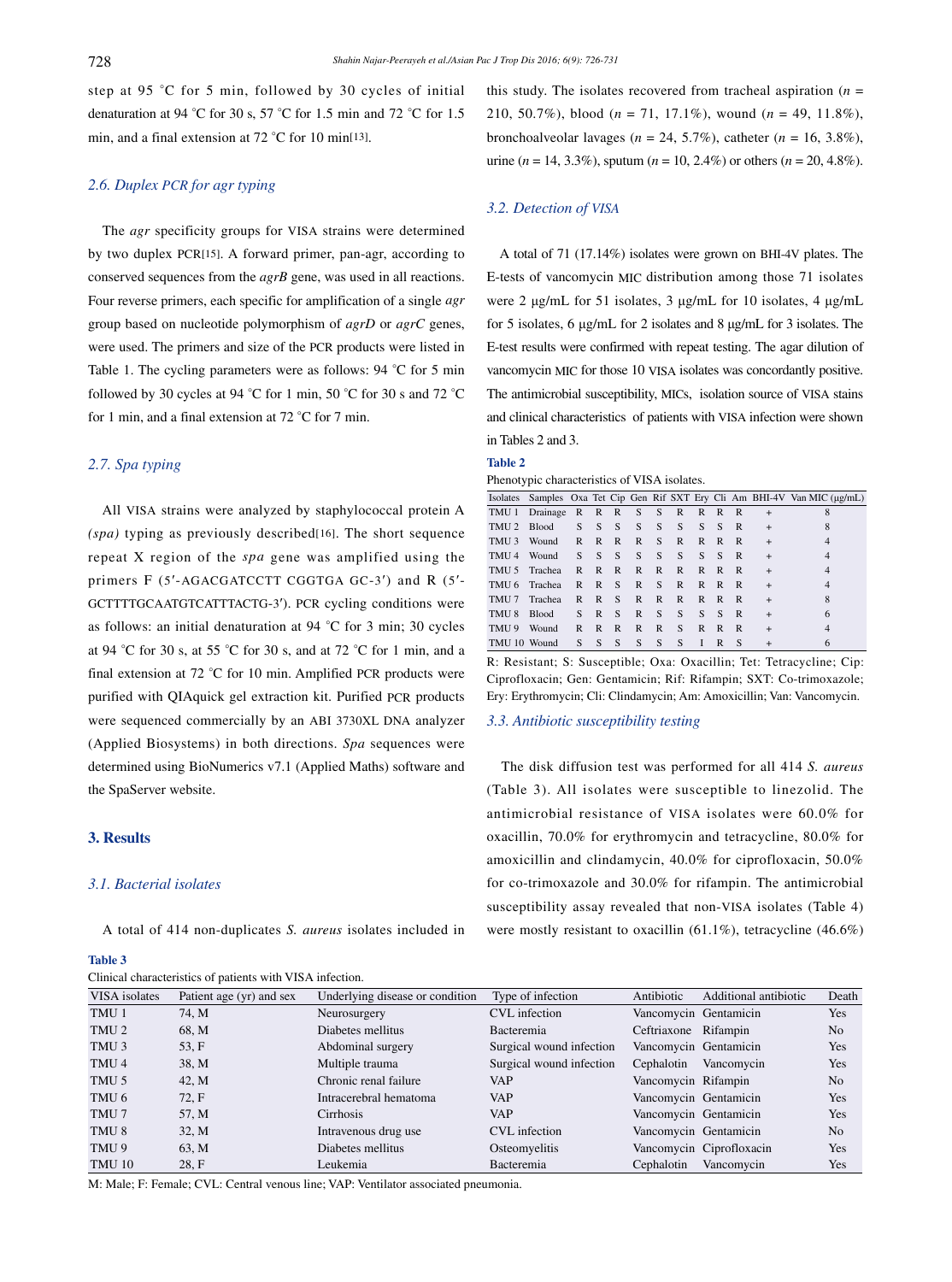step at 95 °C for 5 min, followed by 30 cycles of initial denaturation at 94 °C for 30 s, 57 °C for 1.5 min and 72 °C for 1.5 min, and a final extension at 72 °C for 10 min[13].

### 2.6. Duplex PCR for agr typing

The *agr* specificity groups for VISA strains were determined by two duplex PCR[15]. A forward primer, pan-agr, according to conserved sequences from the *agrB* gene, was used in all reactions. Four reverse primers, each specific for amplification of a single *agr* group based on nucleotide polymorphism of *agrD* or *agrC* genes, were used. The primers and size of the PCR products were listed in Table 1. The cycling parameters were as follows: 94 °C for 5 min followed by 30 cycles at 94 °C for 1 min, 50 °C for 30 s and 72 °C for 1 min, and a final extension at 72 °C for 7 min.

### 2.7. Spa typing

All VISA strains were analyzed by staphylococcal protein A *(spa)* typing as previously described[16]. The short sequence repeat X region of the *spa* gene was amplified using the primers F (5′-AGACGATCCTT CGGTGA GC-3′) and R (5′-GCTTTTGCAATGTCATTTACTG-3′). PCR cycling conditions were as follows: an initial denaturation at 94 °C for 3 min; 30 cycles at 94 °C for 30 s, at 55 °C for 30 s, and at 72 °C for 1 min, and a final extension at 72 °C for 10 min. Amplified PCR products were purified with QIAquick gel extraction kit. Purified PCR products were sequenced commercially by an ABI 3730XL DNA analyzer (Applied Biosystems) in both directions. *Spa* sequences were determined using BioNumerics v7.1 (Applied Maths) software and the SpaServer website.

## 3. Results

### 3.1. Bacterial isolates

A total of 414 non-duplicates *S. aureus* isolates included in this study. The isolates recovered from tracheal aspiration ($n$ = 210, 50.7%), blood ($n$ = 71, 17.1%), wound ($n$ = 49, 11.8%), bronchoalveolar lavages ($n$ = 24, 5.7%), catheter ($n$ = 16, 3.8%), urine ($n$ = 14, 3.3%), sputum ($n$ = 10, 2.4%) or others ($n$ = 20, 4.8%).

### 3.2. Detection of VISA

A total of 71 (17.14%) isolates were grown on BHI-4V plates. The E-tests of vancomycin MIC distribution among those 71 isolates were 2 μg/mL for 51 isolates, 3 μg/mL for 10 isolates, 4 μg/mL for 5 isolates, 6 μg/mL for 2 isolates and 8 μg/mL for 3 isolates. The E-test results were confirmed with repeat testing. The agar dilution of vancomycin MIC for those 10 VISA isolates was concordantly positive. The antimicrobial susceptibility, MICs, isolation source of VISA stains and clinical characteristics of patients with VISA infection were shown in Tables 2 and 3.

**Table 2**

Phenotypic characteristics of VISA isolates.

| Isolates | Samples | Oxa | Tet | Cip | Gen | Rif | SXT | Ery | Cli | Am | BHI-4V | Van MIC (μg/mL) |
|---|---|---|---|---|---|---|---|---|---|---|---|---|
| TMU 1 | Drainage | R | R | R | S | S | R | R | R | R | + | 8 |
| TMU 2 | Blood | S | S | S | S | S | S | S | S | R | + | 8 |
| TMU 3 | Wound | R | R | R | R | S | R | R | R | R | + | 4 |
| TMU 4 | Wound | S | S | S | S | S | S | S | S | R | + | 4 |
| TMU 5 | Trachea | R | R | R | R | R | R | R | R | R | + | 4 |
| TMU 6 | Trachea | R | R | S | R | S | R | R | R | R | + | 4 |
| TMU 7 | Trachea | R | R | S | R | R | R | R | R | R | + | 8 |
| TMU 8 | Blood | S | R | S | R | S | S | S | S | R | + | 6 |
| TMU 9 | Wound | R | R | R | R | R | S | R | R | R | + | 4 |
| TMU 10 | Wound | S | S | S | S | S | S | I | R | S | + | 6 |

R: Resistant; S: Susceptible; Oxa: Oxacillin; Tet: Tetracycline; Cip: Ciprofloxacin; Gen: Gentamicin; Rif: Rifampin; SXT: Co-trimoxazole; Ery: Erythromycin; Cli: Clindamycin; Am: Amoxicillin; Van: Vancomycin.

### 3.3. Antibiotic susceptibility testing

The disk diffusion test was performed for all 414 *S. aureus* (Table 3). All isolates were susceptible to linezolid. The antimicrobial resistance of VISA isolates were 60.0% for oxacillin, 70.0% for erythromycin and tetracycline, 80.0% for amoxicillin and clindamycin, 40.0% for ciprofloxacin, 50.0% for co-trimoxazole and 30.0% for rifampin. The antimicrobial susceptibility assay revealed that non-VISA isolates (Table 4) were mostly resistant to oxacillin (61.1%), tetracycline (46.6%)

**Table 3**

Clinical characteristics of patients with VISA infection.

| VISA isolates | Patient age (yr) and sex | Underlying disease or condition | Type of infection | Antibiotic | Additional antibiotic | Death |
|---|---|---|---|---|---|---|
| TMU 1 | 74, M | Neurosurgery | CVL infection | Vancomycin | Gentamicin | Yes |
| TMU 2 | 68, M | Diabetes mellitus | Bacteremia | Ceftriaxone | Rifampin | No |
| TMU 3 | 53, F | Abdominal surgery | Surgical wound infection | Vancomycin | Gentamicin | Yes |
| TMU 4 | 38, M | Multiple trauma | Surgical wound infection | Cephalotin | Vancomycin | Yes |
| TMU 5 | 42, M | Chronic renal failure | VAP | Vancomycin | Rifampin | No |
| TMU 6 | 72, F | Intracerebral hematoma | VAP | Vancomycin | Gentamicin | Yes |
| TMU 7 | 57, M | Cirrhosis | VAP | Vancomycin | Gentamicin | Yes |
| TMU 8 | 32, M | Intravenous drug use | CVL infection | Vancomycin | Gentamicin | No |
| TMU 9 | 63, M | Diabetes mellitus | Osteomyelitis | Vancomycin | Ciprofloxacin | Yes |
| TMU 10 | 28, F | Leukemia | Bacteremia | Cephalotin | Vancomycin | Yes |

M: Male; F: Female; CVL: Central venous line; VAP: Ventilator associated pneumonia.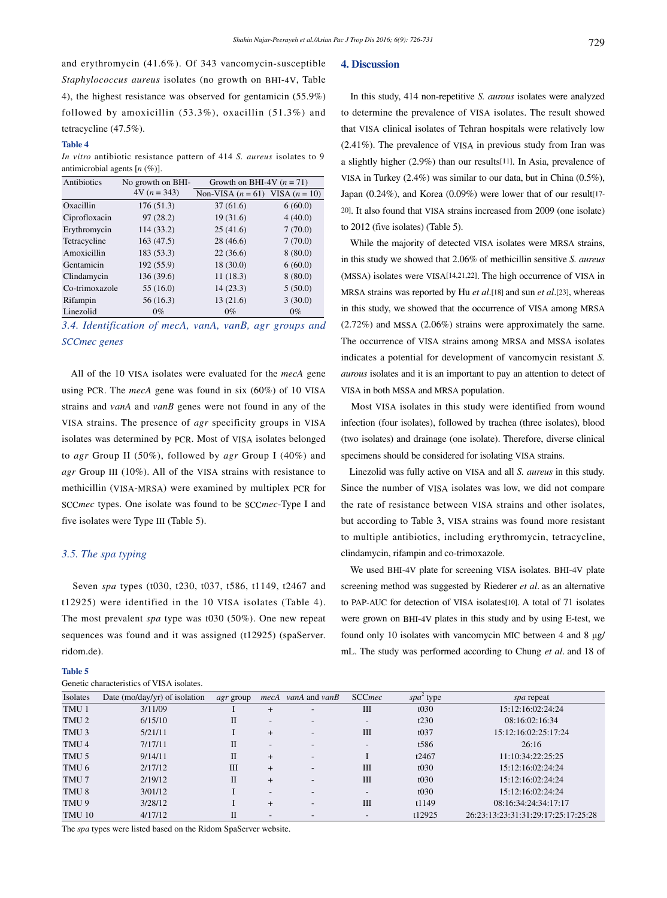and erythromycin (41.6%). Of 343 vancomycin-susceptible *Staphylococcus aureus* isolates (no growth on BHI-4V, Table 4), the highest resistance was observed for gentamicin (55.9%) followed by amoxicillin (53.3%), oxacillin (51.3%) and tetracycline (47.5%).

**Table 4**

*In vitro* antibiotic resistance pattern of 414 *S. aureus* isolates to 9 antimicrobial agents [*n* (%)].

| Antibiotics | No growth on BHI-4V (*n* = 343) | Growth on BHI-4V (*n* = 71) | |
|---|---|---|---|
| | | Non-VISA (*n* = 61) | VISA (*n* = 10) |
| Oxacillin | 176 (51.3) | 37 (61.6) | 6 (60.0) |
| Ciprofloxacin | 97 (28.2) | 19 (31.6) | 4 (40.0) |
| Erythromycin | 114 (33.2) | 25 (41.6) | 7 (70.0) |
| Tetracycline | 163 (47.5) | 28 (46.6) | 7 (70.0) |
| Amoxicillin | 183 (53.3) | 22 (36.6) | 8 (80.0) |
| Gentamicin | 192 (55.9) | 18 (30.0) | 6 (60.0) |
| Clindamycin | 136 (39.6) | 11 (18.3) | 8 (80.0) |
| Co-trimoxazole | 55 (16.0) | 14 (23.3) | 5 (50.0) |
| Rifampin | 56 (16.3) | 13 (21.6) | 3 (30.0) |
| Linezolid | 0% | 0% | 0% |

### *3.4. Identification of mecA, vanA, vanB, agr groups and SCCmec genes*

All of the 10 VISA isolates were evaluated for the *mecA* gene using PCR. The *mecA* gene was found in six (60%) of 10 VISA strains and *vanA* and *vanB* genes were not found in any of the VISA strains. The presence of *agr* specificity groups in VISA isolates was determined by PCR. Most of VISA isolates belonged to *agr* Group II (50%), followed by *agr* Group I (40%) and *agr* Group III (10%). All of the VISA strains with resistance to methicillin (VISA-MRSA) were examined by multiplex PCR for SCC*mec* types. One isolate was found to be SCC*mec*-Type I and five isolates were Type III (Table 5).

### *3.5. The spa typing*

Seven *spa* types (t030, t230, t037, t586, t1149, t2467 and t12925) were identified in the 10 VISA isolates (Table 4). The most prevalent *spa* type was t030 (50%). One new repeat sequences was found and it was assigned (t12925) (spaServer. ridom.de).

**Table 5**

Genetic characteristics of VISA isolates.

| Isolates | Date (mo/day/yr) of isolation | *agr* group | *mecA* | *vanA* and *vanB* | SCC*mec* | *spa*[2] type | *spa* repeat |
|---|---|---|---|---|---|---|---|
| TMU 1 | 3/11/09 | I | + | - | III | t030 | 15:12:16:02:24:24 |
| TMU 2 | 6/15/10 | II | - | - | - | t230 | 08:16:02:16:34 |
| TMU 3 | 5/21/11 | I | + | - | III | t037 | 15:12:16:02:25:17:24 |
| TMU 4 | 7/17/11 | II | - | - | - | t586 | 26:16 |
| TMU 5 | 9/14/11 | II | + | - | I | t2467 | 11:10:34:22:25:25 |
| TMU 6 | 2/17/12 | III | + | - | III | t030 | 15:12:16:02:24:24 |
| TMU 7 | 2/19/12 | II | + | - | III | t030 | 15:12:16:02:24:24 |
| TMU 8 | 3/01/12 | I | - | - | - | t030 | 15:12:16:02:24:24 |
| TMU 9 | 3/28/12 | I | + | - | III | t1149 | 08:16:34:24:34:17:17 |
| TMU 10 | 4/17/12 | II | - | - | - | t12925 | 26:23:13:23:31:31:29:17:25:17:25:28 |

The *spa* types were listed based on the Ridom SpaServer website.

## 4. Discussion

In this study, 414 non-repetitive *S. aurous* isolates were analyzed to determine the prevalence of VISA isolates. The result showed that VISA clinical isolates of Tehran hospitals were relatively low (2.41%). The prevalence of VISA in previous study from Iran was a slightly higher (2.9%) than our results[11]. In Asia, prevalence of VISA in Turkey (2.4%) was similar to our data, but in China (0.5%), Japan (0.24%), and Korea (0.09%) were lower that of our result[17-20]. It also found that VISA strains increased from 2009 (one isolate) to 2012 (five isolates) (Table 5).

While the majority of detected VISA isolates were MRSA strains, in this study we showed that 2.06% of methicillin sensitive *S. aureus* (MSSA) isolates were VISA[14,21,22]. The high occurrence of VISA in MRSA strains was reported by Hu *et al*.[18] and sun *et al*.[23], whereas in this study, we showed that the occurrence of VISA among MRSA (2.72%) and MSSA (2.06%) strains were approximately the same. The occurrence of VISA strains among MRSA and MSSA isolates indicates a potential for development of vancomycin resistant *S. aurous* isolates and it is an important to pay an attention to detect of VISA in both MSSA and MRSA population.

Most VISA isolates in this study were identified from wound infection (four isolates), followed by trachea (three isolates), blood (two isolates) and drainage (one isolate). Therefore, diverse clinical specimens should be considered for isolating VISA strains.

Linezolid was fully active on VISA and all *S. aureus* in this study. Since the number of VISA isolates was low, we did not compare the rate of resistance between VISA strains and other isolates, but according to Table 3, VISA strains was found more resistant to multiple antibiotics, including erythromycin, tetracycline, clindamycin, rifampin and co-trimoxazole.

We used BHI-4V plate for screening VISA isolates. BHI-4V plate screening method was suggested by Riederer *et al*. as an alternative to PAP-AUC for detection of VISA isolates[10]. A total of 71 isolates were grown on BHI-4V plates in this study and by using E-test, we found only 10 isolates with vancomycin MIC between 4 and 8 μg/mL. The study was performed according to Chung *et al*. and 18 of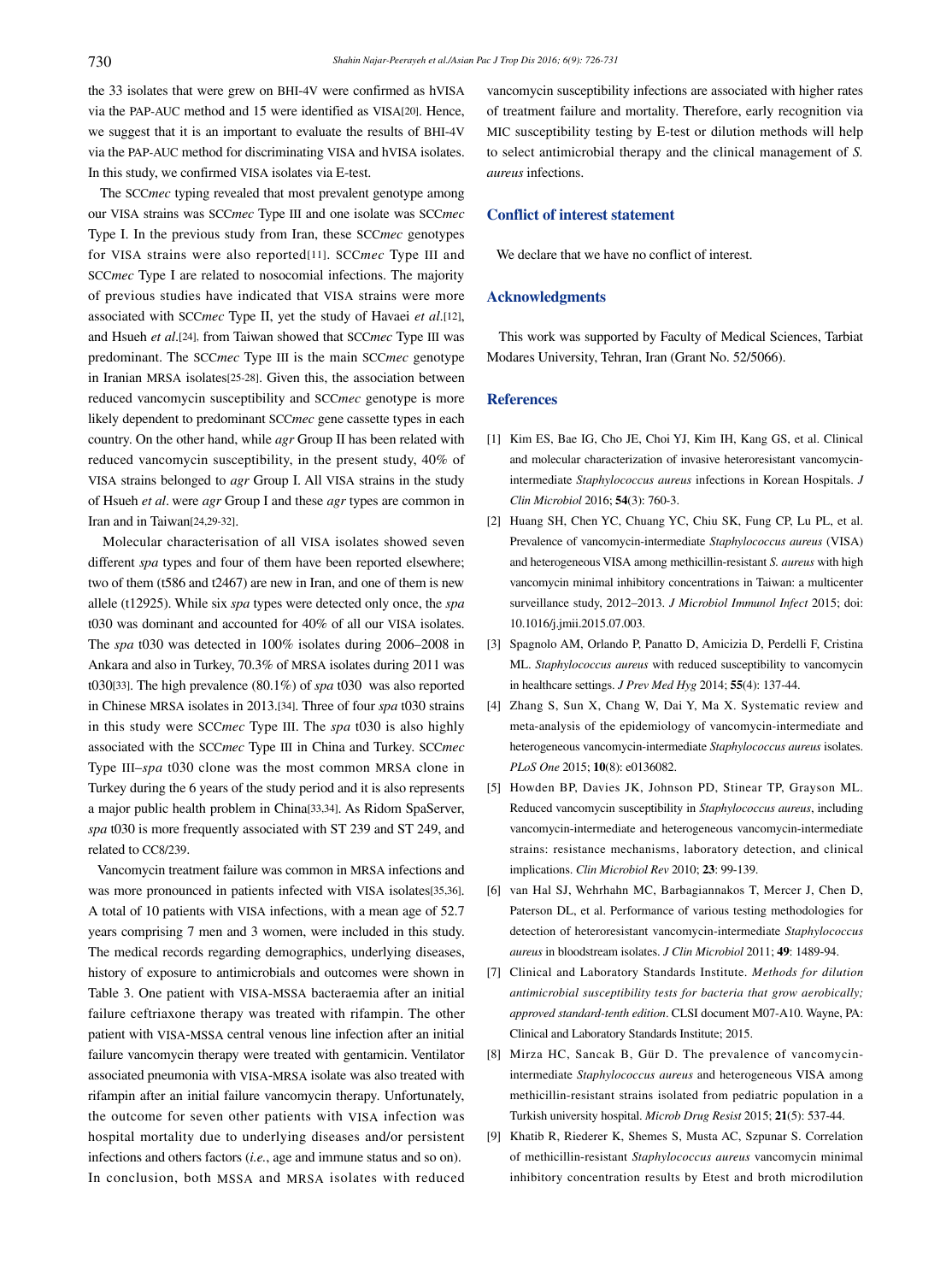the 33 isolates that were grew on BHI-4V were confirmed as hVISA via the PAP-AUC method and 15 were identified as VISA[20]. Hence, we suggest that it is an important to evaluate the results of BHI-4V via the PAP-AUC method for discriminating VISA and hVISA isolates. In this study, we confirmed VISA isolates via E-test.

The SCC*mec* typing revealed that most prevalent genotype among our VISA strains was SCC*mec* Type III and one isolate was SCC*mec* Type I. In the previous study from Iran, these SCC*mec* genotypes for VISA strains were also reported[11]. SCC*mec* Type III and SCC*mec* Type I are related to nosocomial infections. The majority of previous studies have indicated that VISA strains were more associated with SCC*mec* Type II, yet the study of Havaei *et al*.[12], and Hsueh *et al*.[24]. from Taiwan showed that SCC*mec* Type III was predominant. The SCC*mec* Type III is the main SCC*mec* genotype in Iranian MRSA isolates[25-28]. Given this, the association between reduced vancomycin susceptibility and SCC*mec* genotype is more likely dependent to predominant SCC*mec* gene cassette types in each country. On the other hand, while *agr* Group II has been related with reduced vancomycin susceptibility, in the present study, 40% of VISA strains belonged to *agr* Group I. All VISA strains in the study of Hsueh *et al*. were *agr* Group I and these *agr* types are common in Iran and in Taiwan[24,29-32].

Molecular characterisation of all VISA isolates showed seven different *spa* types and four of them have been reported elsewhere; two of them (t586 and t2467) are new in Iran, and one of them is new allele (t12925). While six *spa* types were detected only once, the *spa* t030 was dominant and accounted for 40% of all our VISA isolates. The *spa* t030 was detected in 100% isolates during 2006–2008 in Ankara and also in Turkey, 70.3% of MRSA isolates during 2011 was t030[33]. The high prevalence (80.1%) of *spa* t030 was also reported in Chinese MRSA isolates in 2013.[34]. Three of four *spa* t030 strains in this study were SCC*mec* Type III. The *spa* t030 is also highly associated with the SCC*mec* Type III in China and Turkey. SCC*mec* Type III–*spa* t030 clone was the most common MRSA clone in Turkey during the 6 years of the study period and it is also represents a major public health problem in China[33,34]. As Ridom SpaServer, *spa* t030 is more frequently associated with ST 239 and ST 249, and related to CC8/239.

Vancomycin treatment failure was common in MRSA infections and was more pronounced in patients infected with VISA isolates[35,36]. A total of 10 patients with VISA infections, with a mean age of 52.7 years comprising 7 men and 3 women, were included in this study. The medical records regarding demographics, underlying diseases, history of exposure to antimicrobials and outcomes were shown in Table 3. One patient with VISA-MSSA bacteraemia after an initial failure ceftriaxone therapy was treated with rifampin. The other patient with VISA-MSSA central venous line infection after an initial failure vancomycin therapy were treated with gentamicin. Ventilator associated pneumonia with VISA-MRSA isolate was also treated with rifampin after an initial failure vancomycin therapy. Unfortunately, the outcome for seven other patients with VISA infection was hospital mortality due to underlying diseases and/or persistent infections and others factors (*i.e.*, age and immune status and so on). In conclusion, both MSSA and MRSA isolates with reduced vancomycin susceptibility infections are associated with higher rates of treatment failure and mortality. Therefore, early recognition via MIC susceptibility testing by E-test or dilution methods will help to select antimicrobial therapy and the clinical management of *S. aureus* infections.

## Conflict of interest statement

We declare that we have no conflict of interest.

## Acknowledgments

This work was supported by Faculty of Medical Sciences, Tarbiat Modares University, Tehran, Iran (Grant No. 52/5066).

## References

[1] Kim ES, Bae IG, Cho JE, Choi YJ, Kim IH, Kang GS, et al. Clinical and molecular characterization of invasive heteroresistant vancomycin-intermediate *Staphylococcus aureus* infections in Korean Hospitals. *J Clin Microbiol* 2016; **54**(3): 760-3.

[2] Huang SH, Chen YC, Chuang YC, Chiu SK, Fung CP, Lu PL, et al. Prevalence of vancomycin-intermediate *Staphylococcus aureus* (VISA) and heterogeneous VISA among methicillin-resistant *S. aureus* with high vancomycin minimal inhibitory concentrations in Taiwan: a multicenter surveillance study, 2012–2013. *J Microbiol Immunol Infect* 2015; doi: 10.1016/j.jmii.2015.07.003.

[3] Spagnolo AM, Orlando P, Panatto D, Amicizia D, Perdelli F, Cristina ML. *Staphylococcus aureus* with reduced susceptibility to vancomycin in healthcare settings. *J Prev Med Hyg* 2014; **55**(4): 137-44.

[4] Zhang S, Sun X, Chang W, Dai Y, Ma X. Systematic review and meta-analysis of the epidemiology of vancomycin-intermediate and heterogeneous vancomycin-intermediate *Staphylococcus aureus* isolates. *PLoS One* 2015; **10**(8): e0136082.

[5] Howden BP, Davies JK, Johnson PD, Stinear TP, Grayson ML. Reduced vancomycin susceptibility in *Staphylococcus aureus*, including vancomycin-intermediate and heterogeneous vancomycin-intermediate strains: resistance mechanisms, laboratory detection, and clinical implications. *Clin Microbiol Rev* 2010; **23**: 99-139.

[6] van Hal SJ, Wehrhahn MC, Barbagiannakos T, Mercer J, Chen D, Paterson DL, et al. Performance of various testing methodologies for detection of heteroresistant vancomycin-intermediate *Staphylococcus aureus* in bloodstream isolates. *J Clin Microbiol* 2011; **49**: 1489-94.

[7] Clinical and Laboratory Standards Institute. *Methods for dilution antimicrobial susceptibility tests for bacteria that grow aerobically; approved standard-tenth edition*. CLSI document M07-A10. Wayne, PA: Clinical and Laboratory Standards Institute; 2015.

[8] Mirza HC, Sancak B, Gür D. The prevalence of vancomycin-intermediate *Staphylococcus aureus* and heterogeneous VISA among methicillin-resistant strains isolated from pediatric population in a Turkish university hospital. *Microb Drug Resist* 2015; **21**(5): 537-44.

[9] Khatib R, Riederer K, Shemes S, Musta AC, Szpunar S. Correlation of methicillin-resistant *Staphylococcus aureus* vancomycin minimal inhibitory concentration results by Etest and broth microdilution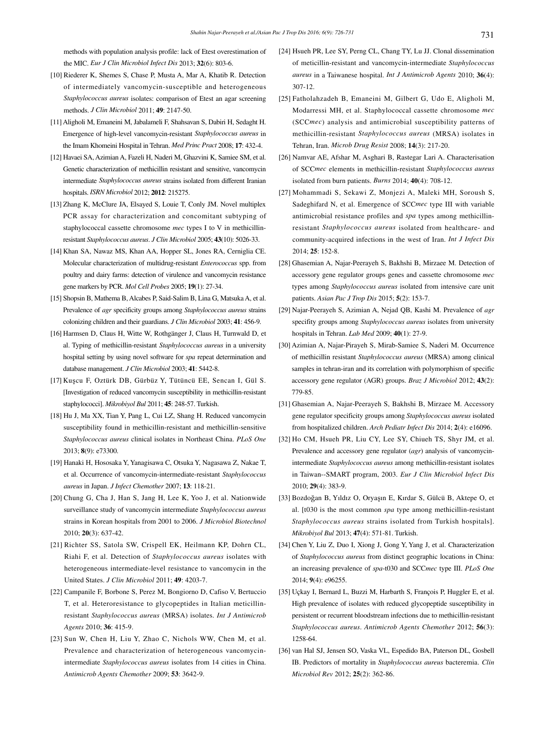methods with population analysis profile: lack of Etest overestimation of the MIC. *Eur J Clin Microbiol Infect Dis* 2013; **32**(6): 803-6.

[10] Riederer K, Shemes S, Chase P, Musta A, Mar A, Khatib R. Detection of intermediately vancomycin-susceptible and heterogeneous *Staphylococcus aureus* isolates: comparison of Etest an agar screening methods. *J Clin Microbiol* 2011; **49**: 2147-50.

[11] Aligholi M, Emaneini M, Jabalameli F, Shahsavan S, Dabiri H, Sedaght H. Emergence of high-level vancomycin-resistant *Staphylococcus aureus* in the Imam Khomeini Hospital in Tehran. *Med Princ Pract* 2008; **17**: 432-4.

[12] Havaei SA, Azimian A, Fazeli H, Naderi M, Ghazvini K, Samiee SM, et al. Genetic characterization of methicillin resistant and sensitive, vancomycin intermediate *Staphylococcus aureus* strains isolated from different Iranian hospitals. *ISRN Microbiol* 2012; **2012**: 215275.

[13] Zhang K, McClure JA, Elsayed S, Louie T, Conly JM. Novel multiplex PCR assay for characterization and concomitant subtyping of staphylococcal cassette chromosome *mec* types I to V in methicillin-resistant *Staphylococcus aureus*. *J Clin Microbiol* 2005; **43**(10): 5026-33.

[14] Khan SA, Nawaz MS, Khan AA, Hopper SL, Jones RA, Cerniglia CE. Molecular characterization of multidrug-resistant *Enterococcus* spp. from poultry and dairy farms: detection of virulence and vancomycin resistance gene markers by PCR. *Mol Cell Probes* 2005; **19**(1): 27-34.

[15] Shopsin B, Mathema B, Alcabes P, Said-Salim B, Lina G, Matsuka A, et al. Prevalence of *agr* specificity groups among *Staphylococcus aureus* strains colonizing children and their guardians. *J Clin Microbiol* 2003; **41**: 456-9.

[16] Harmsen D, Claus H, Witte W, Rothgänger J, Claus H, Turnwald D, et al. Typing of methicillin-resistant *Staphylococcus aureus* in a university hospital setting by using novel software for *spa* repeat determination and database management. *J Clin Microbiol* 2003; **41**: 5442-8.

[17] Kuşcu F, Oztürk DB, Gürbüz Y, Tütüncü EE, Sencan I, Gül S. [Investigation of reduced vancomycin susceptibility in methicillin-resistant staphylococci]. *Mikrobiyol Bul* 2011; **45**: 248-57. Turkish.

[18] Hu J, Ma XX, Tian Y, Pang L, Cui LZ, Shang H. Reduced vancomycin susceptibility found in methicillin-resistant and methicillin-sensitive *Staphylococcus aureus* clinical isolates in Northeast China. *PLoS One* 2013; **8**(9): e73300.

[19] Hanaki H, Hososaka Y, Yanagisawa C, Otsuka Y, Nagasawa Z, Nakae T, et al. Occurrence of vancomycin-intermediate-resistant *Staphylococcus aureus* in Japan. *J Infect Chemother* 2007; **13**: 118-21.

[20] Chung G, Cha J, Han S, Jang H, Lee K, Yoo J, et al. Nationwide surveillance study of vancomycin intermediate *Staphylococcus aureus* strains in Korean hospitals from 2001 to 2006. *J Microbiol Biotechnol* 2010; **20**(3): 637-42.

[21] Richter SS, Satola SW, Crispell EK, Heilmann KP, Dohrn CL, Riahi F, et al. Detection of *Staphylococcus aureus* isolates with heterogeneous intermediate-level resistance to vancomycin in the United States. *J Clin Microbiol* 2011; **49**: 4203-7.

[22] Campanile F, Borbone S, Perez M, Bongiorno D, Cafiso V, Bertuccio T, et al. Heteroresistance to glycopeptides in Italian meticillin-resistant *Staphylococcus aureus* (MRSA) isolates. *Int J Antimicrob Agents* 2010; **36**: 415-9.

[23] Sun W, Chen H, Liu Y, Zhao C, Nichols WW, Chen M, et al. Prevalence and characterization of heterogeneous vancomycin-intermediate *Staphylococcus aureus* isolates from 14 cities in China. *Antimicrob Agents Chemother* 2009; **53**: 3642-9.

[24] Hsueh PR, Lee SY, Perng CL, Chang TY, Lu JJ. Clonal dissemination of meticillin-resistant and vancomycin-intermediate *Staphylococcus aureus* in a Taiwanese hospital. *Int J Antimicrob Agents* 2010; **36**(4): 307-12.

[25] Fatholahzadeh B, Emaneini M, Gilbert G, Udo E, Aligholi M, Modarressi MH, et al. Staphylococcal cassette chromosome *mec* (SCC*mec*) analysis and antimicrobial susceptibility patterns of methicillin-resistant *Staphylococcus aureus* (MRSA) isolates in Tehran, Iran. *Microb Drug Resist* 2008; **14**(3): 217-20.

[26] Namvar AE, Afshar M, Asghari B, Rastegar Lari A. Characterisation of SCC*mec* elements in methicillin-resistant *Staphylococcus aureus* isolated from burn patients. *Burns* 2014; **40**(4): 708-12.

[27] Mohammadi S, Sekawi Z, Monjezi A, Maleki MH, Soroush S, Sadeghifard N, et al. Emergence of SCC*mec* type III with variable antimicrobial resistance profiles and *spa* types among methicillin-resistant *Staphylococcus aureus* isolated from healthcare- and community-acquired infections in the west of Iran. *Int J Infect Dis* 2014; **25**: 152-8.

[28] Ghasemian A, Najar-Peerayeh S, Bakhshi B, Mirzaee M. Detection of accessory gene regulator groups genes and cassette chromosome *mec* types among *Staphylococcus aureus* isolated from intensive care unit patients. *Asian Pac J Trop Dis* 2015; **5**(2): 153-7.

[29] Najar-Peerayeh S, Azimian A, Nejad QB, Kashi M. Prevalence of *agr* specifity groups among *Staphylococcus aureus* isolates from university hospitals in Tehran. *Lab Med* 2009; **40**(1): 27-9.

[30] Azimian A, Najar-Pirayeh S, Mirab-Samiee S, Naderi M. Occurrence of methicillin resistant *Staphylococcus aureus* (MRSA) among clinical samples in tehran-iran and its correlation with polymorphism of specific accessory gene regulator (AGR) groups. *Braz J Microbiol* 2012; **43**(2): 779-85.

[31] Ghasemian A, Najar-Peerayeh S, Bakhshi B, Mirzaee M. Accessory gene regulator specificity groups among *Staphylococcus aureus* isolated from hospitalized children. *Arch Pediatr Infect Dis* 2014; **2**(4): e16096.

[32] Ho CM, Hsueh PR, Liu CY, Lee SY, Chiueh TS, Shyr JM, et al. Prevalence and accessory gene regulator (*agr*) analysis of vancomycin-intermediate *Staphylococcus aureus* among methicillin-resistant isolates in Taiwan--SMART program, 2003. *Eur J Clin Microbiol Infect Dis* 2010; **29**(4): 383-9.

[33] Bozdoğan B, Yıldız O, Oryaşın E, Kırdar S, Gülcü B, Aktepe O, et al. [t030 is the most common *spa* type among methicillin-resistant *Staphylococcus aureus* strains isolated from Turkish hospitals]. *Mikrobiyol Bul* 2013; **47**(4): 571-81. Turkish.

[34] Chen Y, Liu Z, Duo I, Xiong J, Gong Y, Yang J, et al. Characterization of *Staphylococcus aureus* from distinct geographic locations in China: an increasing prevalence of *spa*-t030 and SCC*mec* type III. *PLoS One* 2014; **9**(4): e96255.

[35] Uçkay I, Bernard L, Buzzi M, Harbarth S, François P, Huggler E, et al. High prevalence of isolates with reduced glycopeptide susceptibility in persistent or recurrent bloodstream infections due to methicillin-resistant *Staphylococcus aureus*. *Antimicrob Agents Chemother* 2012; **56**(3): 1258-64.

[36] van Hal SJ, Jensen SO, Vaska VL, Espedido BA, Paterson DL, Gosbell IB. Predictors of mortality in *Staphylococcus aureus* bacteremia. *Clin Microbiol Rev* 2012; **25**(2): 362-86.